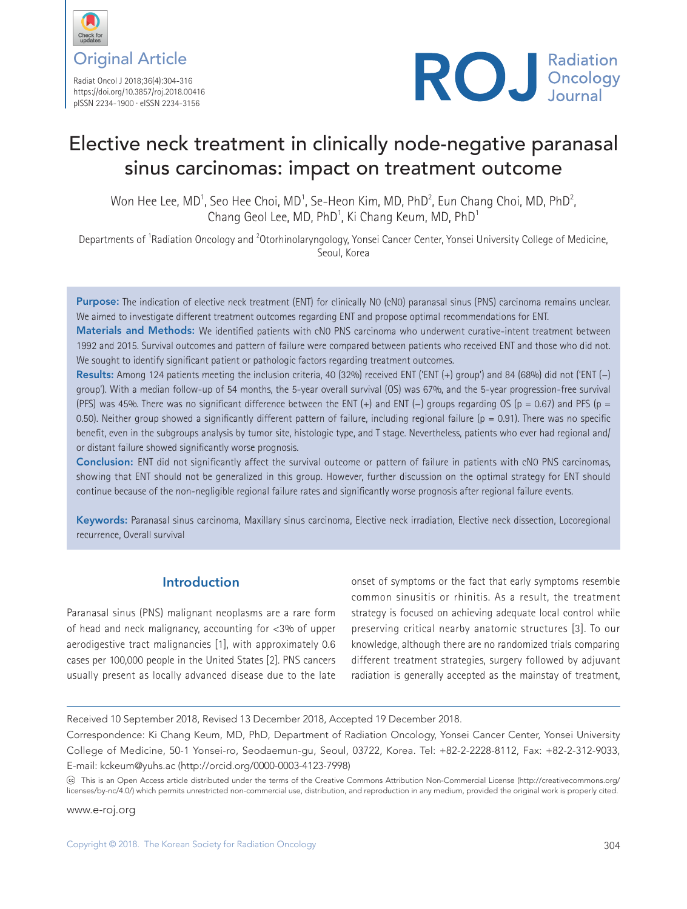Original Article

Radiat Oncol J 2018;36(4):304-316
https://doi.org/10.3857/roj.2018.00416
pISSN 2234-1900 · eISSN 2234-3156

# Elective neck treatment in clinically node-negative paranasal sinus carcinomas: impact on treatment outcome

Won Hee Lee, MD[1], Seo Hee Choi, MD[1], Se-Heon Kim, MD, PhD[2], Eun Chang Choi, MD, PhD[2], Chang Geol Lee, MD, PhD[1], Ki Chang Keum, MD, PhD[1]

Departments of [1]Radiation Oncology and [2]Otorhinolaryngology, Yonsei Cancer Center, Yonsei University College of Medicine, Seoul, Korea

**Purpose:** The indication of elective neck treatment (ENT) for clinically N0 (cN0) paranasal sinus (PNS) carcinoma remains unclear. We aimed to investigate different treatment outcomes regarding ENT and propose optimal recommendations for ENT.

**Materials and Methods:** We identified patients with cN0 PNS carcinoma who underwent curative-intent treatment between 1992 and 2015. Survival outcomes and pattern of failure were compared between patients who received ENT and those who did not. We sought to identify significant patient or pathologic factors regarding treatment outcomes.

**Results:** Among 124 patients meeting the inclusion criteria, 40 (32%) received ENT ('ENT (+) group') and 84 (68%) did not ('ENT (–) group'). With a median follow-up of 54 months, the 5-year overall survival (OS) was 67%, and the 5-year progression-free survival (PFS) was 45%. There was no significant difference between the ENT (+) and ENT (–) groups regarding OS (p = 0.67) and PFS (p = 0.50). Neither group showed a significantly different pattern of failure, including regional failure (p = 0.91). There was no specific benefit, even in the subgroups analysis by tumor site, histologic type, and T stage. Nevertheless, patients who ever had regional and/or distant failure showed significantly worse prognosis.

**Conclusion:** ENT did not significantly affect the survival outcome or pattern of failure in patients with cN0 PNS carcinomas, showing that ENT should not be generalized in this group. However, further discussion on the optimal strategy for ENT should continue because of the non-negligible regional failure rates and significantly worse prognosis after regional failure events.

**Keywords:** Paranasal sinus carcinoma, Maxillary sinus carcinoma, Elective neck irradiation, Elective neck dissection, Locoregional recurrence, Overall survival

## Introduction

Paranasal sinus (PNS) malignant neoplasms are a rare form of head and neck malignancy, accounting for <3% of upper aerodigestive tract malignancies [1], with approximately 0.6 cases per 100,000 people in the United States [2]. PNS cancers usually present as locally advanced disease due to the late onset of symptoms or the fact that early symptoms resemble common sinusitis or rhinitis. As a result, the treatment strategy is focused on achieving adequate local control while preserving critical nearby anatomic structures [3]. To our knowledge, although there are no randomized trials comparing different treatment strategies, surgery followed by adjuvant radiation is generally accepted as the mainstay of treatment,

---

Received 10 September 2018, Revised 13 December 2018, Accepted 19 December 2018.

Correspondence: Ki Chang Keum, MD, PhD, Department of Radiation Oncology, Yonsei Cancer Center, Yonsei University College of Medicine, 50-1 Yonsei-ro, Seodaemun-gu, Seoul, 03722, Korea. Tel: +82-2-2228-8112, Fax: +82-2-312-9033, E-mail: kckeum@yuhs.ac (http://orcid.org/0000-0003-4123-7998)

This is an Open Access article distributed under the terms of the Creative Commons Attribution Non-Commercial License (http://creativecommons.org/licenses/by-nc/4.0/) which permits unrestricted non-commercial use, distribution, and reproduction in any medium, provided the original work is properly cited.

www.e-roj.org

Copyright © 2018. The Korean Society for Radiation Oncology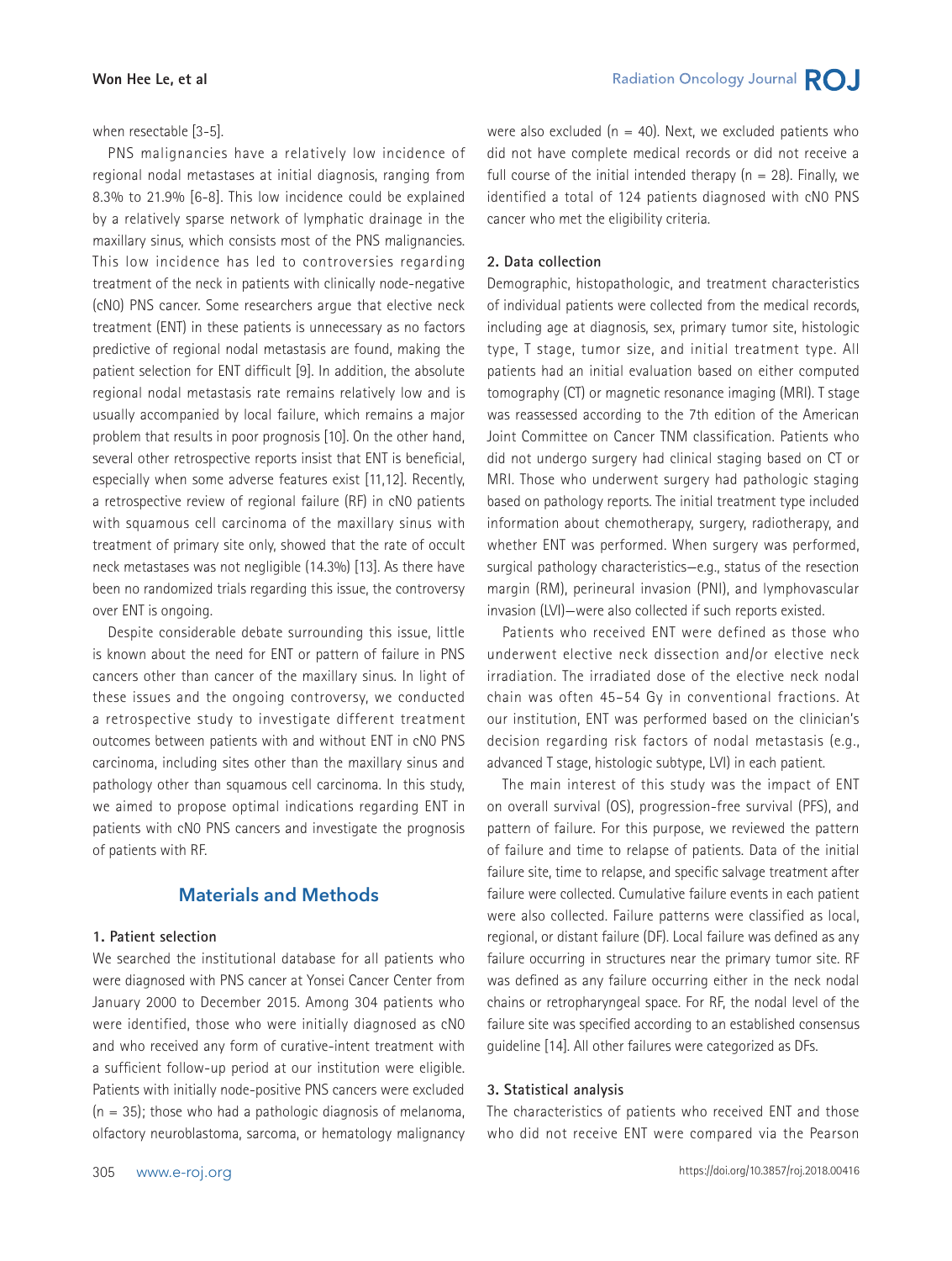when resectable [3-5].

PNS malignancies have a relatively low incidence of regional nodal metastases at initial diagnosis, ranging from 8.3% to 21.9% [6-8]. This low incidence could be explained by a relatively sparse network of lymphatic drainage in the maxillary sinus, which consists most of the PNS malignancies. This low incidence has led to controversies regarding treatment of the neck in patients with clinically node-negative (cN0) PNS cancer. Some researchers argue that elective neck treatment (ENT) in these patients is unnecessary as no factors predictive of regional nodal metastasis are found, making the patient selection for ENT difficult [9]. In addition, the absolute regional nodal metastasis rate remains relatively low and is usually accompanied by local failure, which remains a major problem that results in poor prognosis [10]. On the other hand, several other retrospective reports insist that ENT is beneficial, especially when some adverse features exist [11,12]. Recently, a retrospective review of regional failure (RF) in cN0 patients with squamous cell carcinoma of the maxillary sinus with treatment of primary site only, showed that the rate of occult neck metastases was not negligible (14.3%) [13]. As there have been no randomized trials regarding this issue, the controversy over ENT is ongoing.

Despite considerable debate surrounding this issue, little is known about the need for ENT or pattern of failure in PNS cancers other than cancer of the maxillary sinus. In light of these issues and the ongoing controversy, we conducted a retrospective study to investigate different treatment outcomes between patients with and without ENT in cN0 PNS carcinoma, including sites other than the maxillary sinus and pathology other than squamous cell carcinoma. In this study, we aimed to propose optimal indications regarding ENT in patients with cN0 PNS cancers and investigate the prognosis of patients with RF.

## Materials and Methods

### 1. Patient selection

We searched the institutional database for all patients who were diagnosed with PNS cancer at Yonsei Cancer Center from January 2000 to December 2015. Among 304 patients who were identified, those who were initially diagnosed as cN0 and who received any form of curative-intent treatment with a sufficient follow-up period at our institution were eligible. Patients with initially node-positive PNS cancers were excluded (n = 35); those who had a pathologic diagnosis of melanoma, olfactory neuroblastoma, sarcoma, or hematology malignancy were also excluded (n = 40). Next, we excluded patients who did not have complete medical records or did not receive a full course of the initial intended therapy (n = 28). Finally, we identified a total of 124 patients diagnosed with cN0 PNS cancer who met the eligibility criteria.

### 2. Data collection

Demographic, histopathologic, and treatment characteristics of individual patients were collected from the medical records, including age at diagnosis, sex, primary tumor site, histologic type, T stage, tumor size, and initial treatment type. All patients had an initial evaluation based on either computed tomography (CT) or magnetic resonance imaging (MRI). T stage was reassessed according to the 7th edition of the American Joint Committee on Cancer TNM classification. Patients who did not undergo surgery had clinical staging based on CT or MRI. Those who underwent surgery had pathologic staging based on pathology reports. The initial treatment type included information about chemotherapy, surgery, radiotherapy, and whether ENT was performed. When surgery was performed, surgical pathology characteristics—e.g., status of the resection margin (RM), perineural invasion (PNI), and lymphovascular invasion (LVI)—were also collected if such reports existed.

Patients who received ENT were defined as those who underwent elective neck dissection and/or elective neck irradiation. The irradiated dose of the elective neck nodal chain was often 45–54 Gy in conventional fractions. At our institution, ENT was performed based on the clinician's decision regarding risk factors of nodal metastasis (e.g., advanced T stage, histologic subtype, LVI) in each patient.

The main interest of this study was the impact of ENT on overall survival (OS), progression-free survival (PFS), and pattern of failure. For this purpose, we reviewed the pattern of failure and time to relapse of patients. Data of the initial failure site, time to relapse, and specific salvage treatment after failure were collected. Cumulative failure events in each patient were also collected. Failure patterns were classified as local, regional, or distant failure (DF). Local failure was defined as any failure occurring in structures near the primary tumor site. RF was defined as any failure occurring either in the neck nodal chains or retropharyngeal space. For RF, the nodal level of the failure site was specified according to an established consensus guideline [14]. All other failures were categorized as DFs.

### 3. Statistical analysis

The characteristics of patients who received ENT and those who did not receive ENT were compared via the Pearson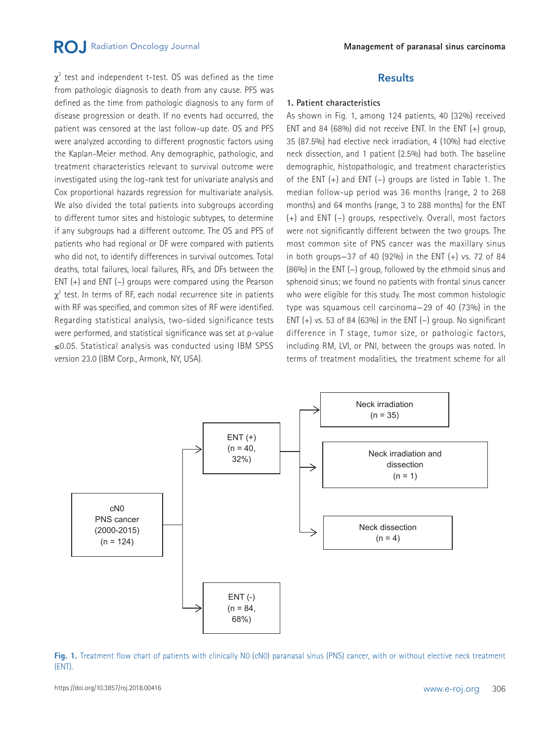$\chi^2$ test and independent t-test. OS was defined as the time from pathologic diagnosis to death from any cause. PFS was defined as the time from pathologic diagnosis to any form of disease progression or death. If no events had occurred, the patient was censored at the last follow-up date. OS and PFS were analyzed according to different prognostic factors using the Kaplan-Meier method. Any demographic, pathologic, and treatment characteristics relevant to survival outcome were investigated using the log-rank test for univariate analysis and Cox proportional hazards regression for multivariate analysis. We also divided the total patients into subgroups according to different tumor sites and histologic subtypes, to determine if any subgroups had a different outcome. The OS and PFS of patients who had regional or DF were compared with patients who did not, to identify differences in survival outcomes. Total deaths, total failures, local failures, RFs, and DFs between the ENT (+) and ENT (–) groups were compared using the Pearson $\chi^2$ test. In terms of RF, each nodal recurrence site in patients with RF was specified, and common sites of RF were identified. Regarding statistical analysis, two-sided significance tests were performed, and statistical significance was set at p-value ≤0.05. Statistical analysis was conducted using IBM SPSS version 23.0 (IBM Corp., Armonk, NY, USA).

## Results

### 1. Patient characteristics

As shown in Fig. 1, among 124 patients, 40 (32%) received ENT and 84 (68%) did not receive ENT. In the ENT (+) group, 35 (87.5%) had elective neck irradiation, 4 (10%) had elective neck dissection, and 1 patient (2.5%) had both. The baseline demographic, histopathologic, and treatment characteristics of the ENT (+) and ENT (–) groups are listed in Table 1. The median follow-up period was 36 months (range, 2 to 268 months) and 64 months (range, 3 to 288 months) for the ENT (+) and ENT (–) groups, respectively. Overall, most factors were not significantly different between the two groups. The most common site of PNS cancer was the maxillary sinus in both groups—37 of 40 (92%) in the ENT (+) vs. 72 of 84 (86%) in the ENT (–) group, followed by the ethmoid sinus and sphenoid sinus; we found no patients with frontal sinus cancer who were eligible for this study. The most common histologic type was squamous cell carcinoma—29 of 40 (73%) in the ENT (+) vs. 53 of 84 (63%) in the ENT (–) group. No significant difference in T stage, tumor size, or pathologic factors, including RM, LVI, or PNI, between the groups was noted. In terms of treatment modalities, the treatment scheme for all

cN0 PNS cancer (2000-2015) (n = 124)
- ENT (+) (n = 40, 32%)
  - Neck irradiation (n = 35)
  - Neck irradiation and dissection (n = 1)
  - Neck dissection (n = 4)
- ENT (-) (n = 84, 68%)

Fig. 1. Treatment flow chart of patients with clinically N0 (cN0) paranasal sinus (PNS) cancer, with or without elective neck treatment (ENT).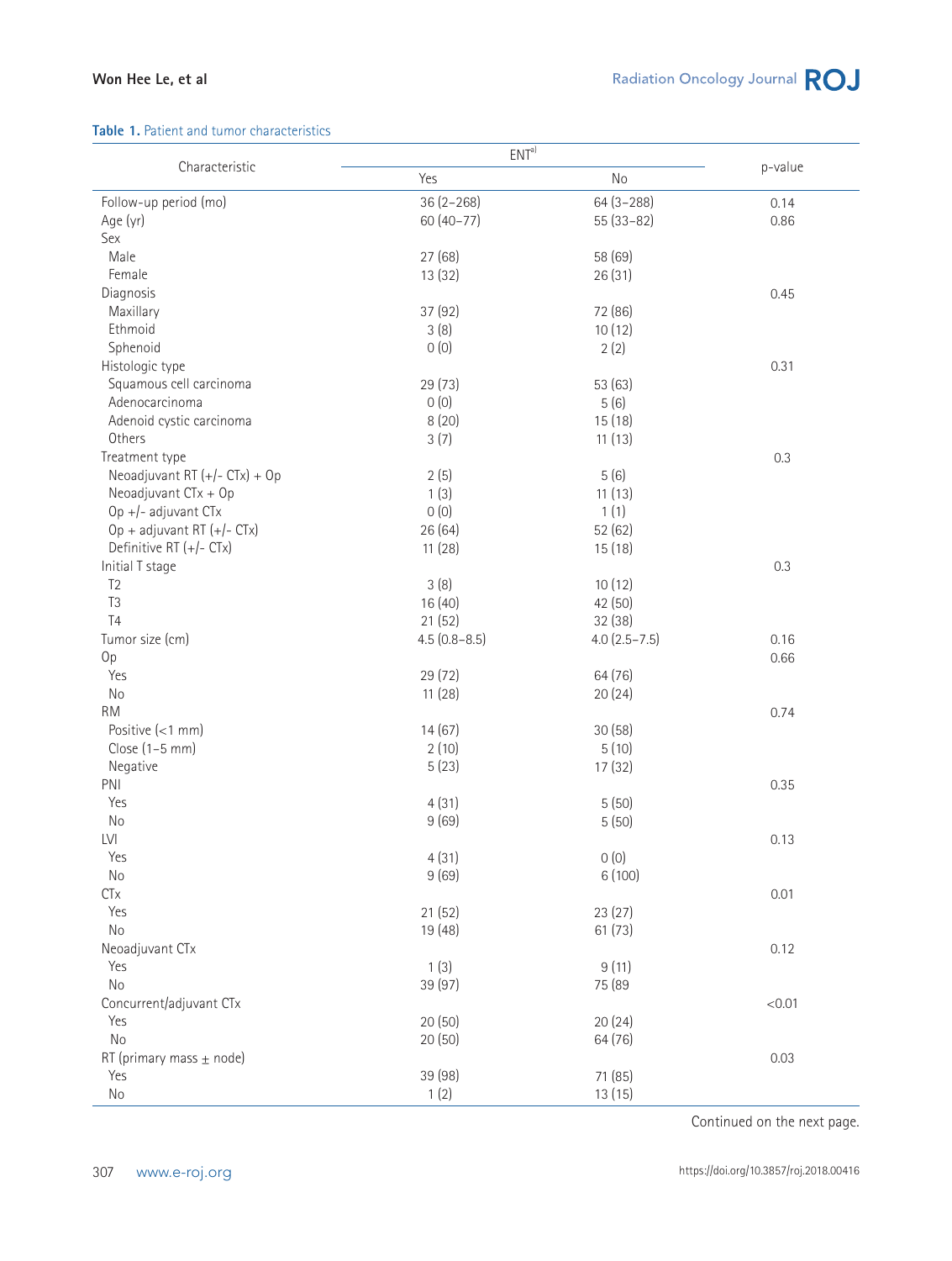**Table 1.** Patient and tumor characteristics

| Characteristic | ENT[a] | | p-value |
|---|---|---|---|
| | Yes | No | |
| Follow-up period (mo) | 36 (2–268) | 64 (3–288) | 0.14 |
| Age (yr) | 60 (40–77) | 55 (33–82) | 0.86 |
| Sex | | | |
| Male | 27 (68) | 58 (69) | |
| Female | 13 (32) | 26 (31) | |
| Diagnosis | | | 0.45 |
| Maxillary | 37 (92) | 72 (86) | |
| Ethmoid | 3 (8) | 10 (12) | |
| Sphenoid | 0 (0) | 2 (2) | |
| Histologic type | | | 0.31 |
| Squamous cell carcinoma | 29 (73) | 53 (63) | |
| Adenocarcinoma | 0 (0) | 5 (6) | |
| Adenoid cystic carcinoma | 8 (20) | 15 (18) | |
| Others | 3 (7) | 11 (13) | |
| Treatment type | | | 0.3 |
| Neoadjuvant RT (+/- CTx) + Op | 2 (5) | 5 (6) | |
| Neoadjuvant CTx + Op | 1 (3) | 11 (13) | |
| Op +/- adjuvant CTx | 0 (0) | 1 (1) | |
| Op + adjuvant RT (+/- CTx) | 26 (64) | 52 (62) | |
| Definitive RT (+/- CTx) | 11 (28) | 15 (18) | |
| Initial T stage | | | 0.3 |
| T2 | 3 (8) | 10 (12) | |
| T3 | 16 (40) | 42 (50) | |
| T4 | 21 (52) | 32 (38) | |
| Tumor size (cm) | 4.5 (0.8–8.5) | 4.0 (2.5–7.5) | 0.16 |
| Op | | | 0.66 |
| Yes | 29 (72) | 64 (76) | |
| No | 11 (28) | 20 (24) | |
| RM | | | 0.74 |
| Positive (<1 mm) | 14 (67) | 30 (58) | |
| Close (1–5 mm) | 2 (10) | 5 (10) | |
| Negative | 5 (23) | 17 (32) | |
| PNI | | | 0.35 |
| Yes | 4 (31) | 5 (50) | |
| No | 9 (69) | 5 (50) | |
| LVI | | | 0.13 |
| Yes | 4 (31) | 0 (0) | |
| No | 9 (69) | 6 (100) | |
| CTx | | | 0.01 |
| Yes | 21 (52) | 23 (27) | |
| No | 19 (48) | 61 (73) | |
| Neoadjuvant CTx | | | 0.12 |
| Yes | 1 (3) | 9 (11) | |
| No | 39 (97) | 75 (89 | |
| Concurrent/adjuvant CTx | | | <0.01 |
| Yes | 20 (50) | 20 (24) | |
| No | 20 (50) | 64 (76) | |
| RT (primary mass ± node) | | | 0.03 |
| Yes | 39 (98) | 71 (85) | |
| No | 1 (2) | 13 (15) | |

Continued on the next page.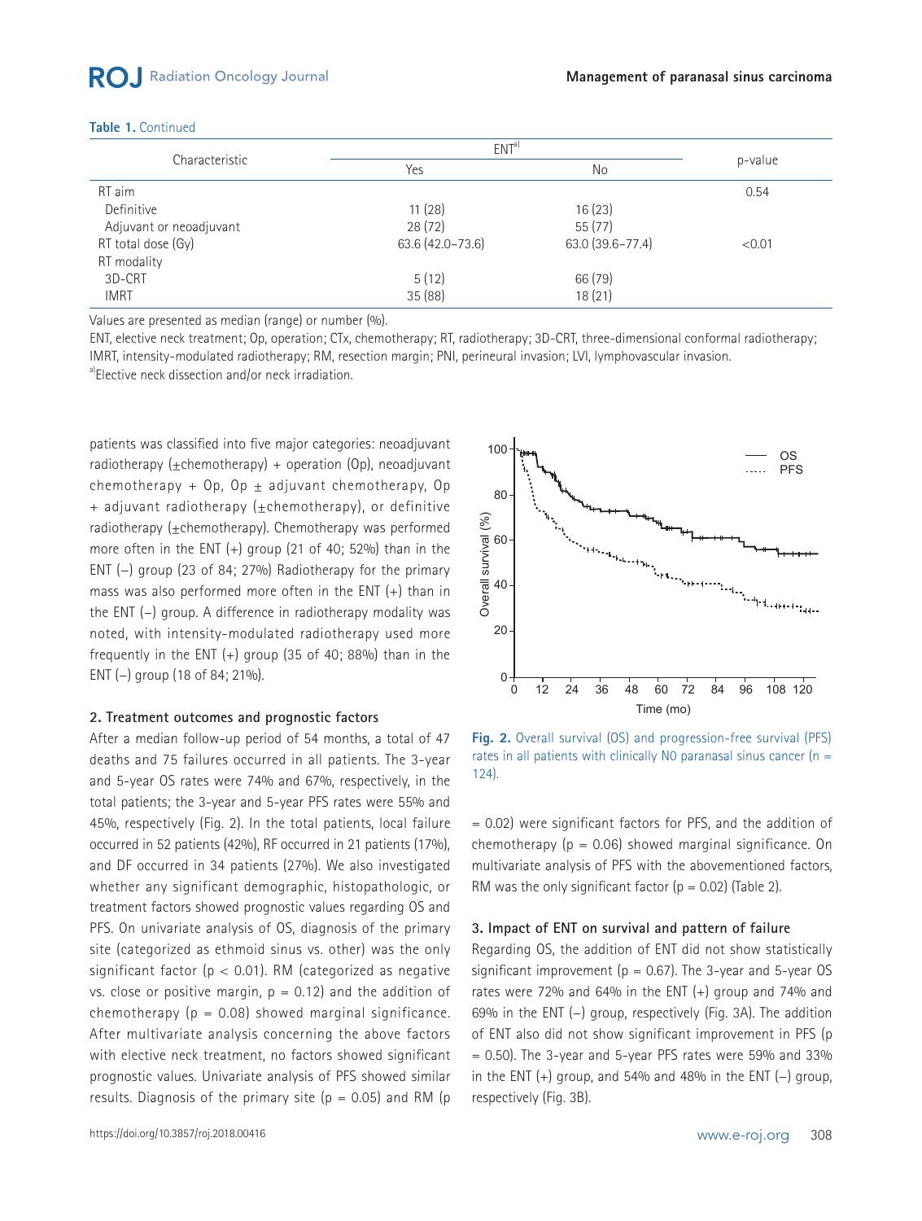**Table 1.** Continued

| Characteristic | ENT[a] | | p-value |
|---|---|---|---|
| | Yes | No | |
| RT aim | | | 0.54 |
| Definitive | 11 (28) | 16 (23) | |
| Adjuvant or neoadjuvant | 28 (72) | 55 (77) | |
| RT total dose (Gy) | 63.6 (42.0–73.6) | 63.0 (39.6–77.4) | <0.01 |
| RT modality | | | |
| 3D-CRT | 5 (12) | 66 (79) | |
| IMRT | 35 (88) | 18 (21) | |

Values are presented as median (range) or number (%).

ENT, elective neck treatment; Op, operation; CTx, chemotherapy; RT, radiotherapy; 3D-CRT, three-dimensional conformal radiotherapy; IMRT, intensity-modulated radiotherapy; RM, resection margin; PNI, perineural invasion; LVI, lymphovascular invasion.

[a]Elective neck dissection and/or neck irradiation.

patients was classified into five major categories: neoadjuvant radiotherapy (±chemotherapy) + operation (Op), neoadjuvant chemotherapy + Op, Op ± adjuvant chemotherapy, Op + adjuvant radiotherapy (±chemotherapy), or definitive radiotherapy (±chemotherapy). Chemotherapy was performed more often in the ENT (+) group (21 of 40; 52%) than in the ENT (–) group (23 of 84; 27%) Radiotherapy for the primary mass was also performed more often in the ENT (+) than in the ENT (–) group. A difference in radiotherapy modality was noted, with intensity-modulated radiotherapy used more frequently in the ENT (+) group (35 of 40; 88%) than in the ENT (–) group (18 of 84; 21%).

### 2. Treatment outcomes and prognostic factors

After a median follow-up period of 54 months, a total of 47 deaths and 75 failures occurred in all patients. The 3-year and 5-year OS rates were 74% and 67%, respectively, in the total patients; the 3-year and 5-year PFS rates were 55% and 45%, respectively (Fig. 2). In the total patients, local failure occurred in 52 patients (42%), RF occurred in 21 patients (17%), and DF occurred in 34 patients (27%). We also investigated whether any significant demographic, histopathologic, or treatment factors showed prognostic values regarding OS and PFS. On univariate analysis of OS, diagnosis of the primary site (categorized as ethmoid sinus vs. other) was the only significant factor ($p < 0.01$). RM (categorized as negative vs. close or positive margin, $p = 0.12$) and the addition of chemotherapy ($p = 0.08$) showed marginal significance. After multivariate analysis concerning the above factors with elective neck treatment, no factors showed significant prognostic values. Univariate analysis of PFS showed similar results. Diagnosis of the primary site ($p = 0.05$) and RM ($p = 0.02$) were significant factors for PFS, and the addition of chemotherapy ($p = 0.06$) showed marginal significance. On multivariate analysis of PFS with the abovementioned factors, RM was the only significant factor ($p = 0.02$) (Table 2).

Fig. 2. Overall survival (OS) and progression-free survival (PFS) rates in all patients with clinically N0 paranasal sinus cancer (n = 124).

### 3. Impact of ENT on survival and pattern of failure

Regarding OS, the addition of ENT did not show statistically significant improvement ($p = 0.67$). The 3-year and 5-year OS rates were 72% and 64% in the ENT (+) group and 74% and 69% in the ENT (–) group, respectively (Fig. 3A). The addition of ENT also did not show significant improvement in PFS ($p = 0.50$). The 3-year and 5-year PFS rates were 59% and 33% in the ENT (+) group, and 54% and 48% in the ENT (–) group, respectively (Fig. 3B).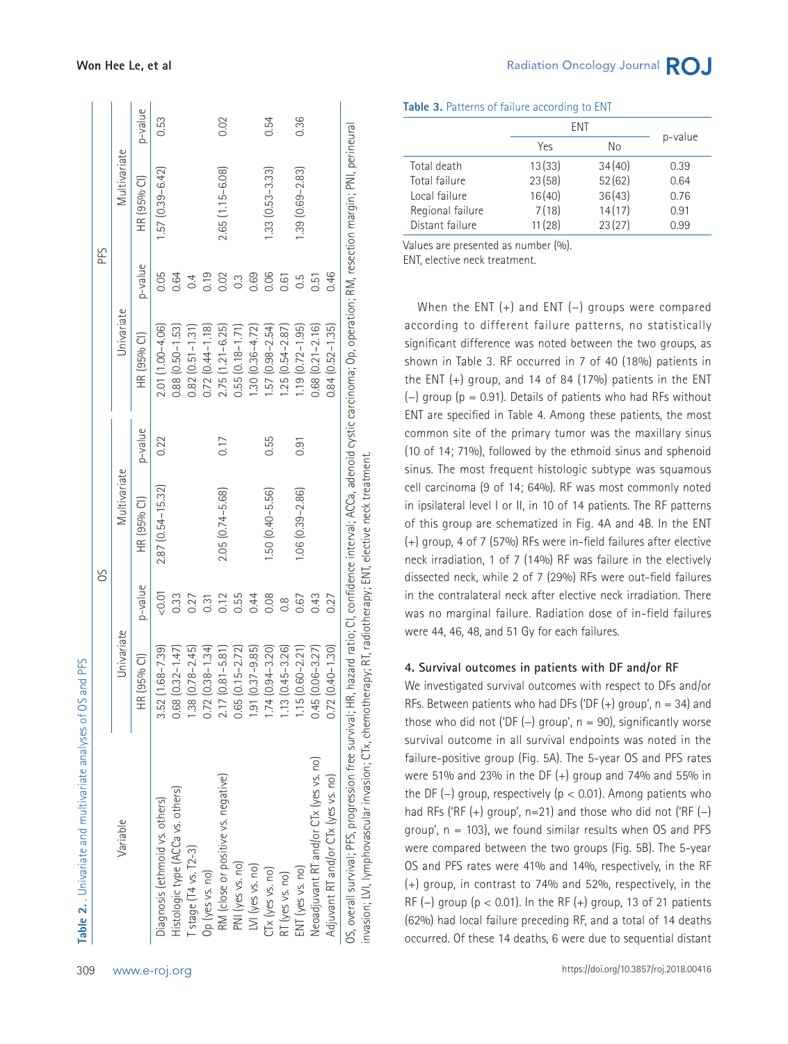**Table 2.** Univariate and multivariate analyses of OS and PFS

| Variable | OS | | | | PFS | | | |
|---|---|---|---|---|---|---|---|---|
| | Univariate | | Multivariate | | Univariate | | Multivariate | |
| | HR (95% CI) | p-value | HR (95% CI) | p-value | HR (95% CI) | p-value | HR (95% CI) | p-value |
| Diagnosis (ethmoid vs. others) | 3.52 (1.68–7.39) | <0.01 | 2.87 (0.54–15.32) | 0.22 | 2.01 (1.00–4.06) | 0.05 | 1.57 (0.39–6.42) | 0.53 |
| Histologic type (ACCa vs. others) | 0.68 (0.32–1.47) | 0.33 | | | 0.88 (0.50–1.53) | 0.64 | | |
| T stage (T4 vs. T2–3) | 1.38 (0.78–2.45) | 0.27 | | | 0.82 (0.51–1.31) | 0.4 | | |
| Op (yes vs. no) | 0.72 (0.38–1.34) | 0.31 | | | 0.72 (0.44–1.18) | 0.19 | | |
| RM (close or positive vs. negative) | 2.17 (0.81–5.81) | 0.12 | 2.05 (0.74–5.68) | 0.17 | 2.75 (1.21–6.25) | 0.02 | 2.65 (1.15–6.08) | 0.02 |
| PNI (yes vs. no) | 0.65 (0.15–2.72) | 0.55 | | | 0.55 (0.18–1.71) | 0.3 | | |
| LVI (yes vs. no) | 1.91 (0.37–9.85) | 0.44 | | | 1.30 (0.36–4.72) | 0.69 | | |
| CTx (yes vs. no) | 1.74 (0.94–3.20) | 0.08 | 1.50 (0.40–5.56) | 0.55 | 1.57 (0.98–2.54) | 0.06 | 1.33 (0.53–3.33) | 0.54 |
| RT (yes vs. no) | 1.13 (0.45–3.26) | 0.8 | | | 1.25 (0.54–2.87) | 0.61 | | |
| ENT (yes vs. no) | 1.15 (0.60–2.21) | 0.67 | 1.06 (0.39–2.86) | 0.91 | 1.19 (0.72–1.95) | 0.5 | 1.39 (0.69–2.83) | 0.36 |
| Neoadjuvant RT and/or CTx (yes vs. no) | 0.45 (0.06–3.27) | 0.43 | | | 0.68 (0.21–2.16) | 0.51 | | |
| Adjuvant RT and/or CTx (yes vs. no) | 0.72 (0.40–1.30) | 0.27 | | | 0.84 (0.52–1.35) | 0.46 | | |

OS, overall survival; PFS, progression free survival; HR, hazard ratio; CI, confidence interval; ACCa, adenoid cystic carcinoma; Op, operation; RM, resection margin; PNI, perineural invasion; LVI, lymphovascular invasion; CTx, chemotherapy; RT, radiotherapy; ENT, elective neck treatment.

**Table 3.** Patterns of failure according to ENT

| | ENT | | p-value |
|---|---|---|---|
| | Yes | No | |
| Total death | 13 (33) | 34 (40) | 0.39 |
| Total failure | 23 (58) | 52 (62) | 0.64 |
| Local failure | 16 (40) | 36 (43) | 0.76 |
| Regional failure | 7 (18) | 14 (17) | 0.91 |
| Distant failure | 11 (28) | 23 (27) | 0.99 |

Values are presented as number (%).
ENT, elective neck treatment.

When the ENT (+) and ENT (–) groups were compared according to different failure patterns, no statistically significant difference was noted between the two groups, as shown in Table 3. RF occurred in 7 of 40 (18%) patients in the ENT (+) group, and 14 of 84 (17%) patients in the ENT (–) group (p = 0.91). Details of patients who had RFs without ENT are specified in Table 4. Among these patients, the most common site of the primary tumor was the maxillary sinus (10 of 14; 71%), followed by the ethmoid sinus and sphenoid sinus. The most frequent histologic subtype was squamous cell carcinoma (9 of 14; 64%). RF was most commonly noted in ipsilateral level I or II, in 10 of 14 patients. The RF patterns of this group are schematized in Fig. 4A and 4B. In the ENT (+) group, 4 of 7 (57%) RFs were in-field failures after elective neck irradiation, 1 of 7 (14%) RF was failure in the electively dissected neck, while 2 of 7 (29%) RFs were out-field failures in the contralateral neck after elective neck irradiation. There was no marginal failure. Radiation dose of in-field failures were 44, 46, 48, and 51 Gy for each failures.

### 4. Survival outcomes in patients with DF and/or RF

We investigated survival outcomes with respect to DFs and/or RFs. Between patients who had DFs ('DF (+) group', n = 34) and those who did not ('DF (–) group', n = 90), significantly worse survival outcome in all survival endpoints was noted in the failure-positive group (Fig. 5A). The 5-year OS and PFS rates were 51% and 23% in the DF (+) group and 74% and 55% in the DF (–) group, respectively (p < 0.01). Among patients who had RFs ('RF (+) group', n=21) and those who did not ('RF (–) group', n = 103), we found similar results when OS and PFS were compared between the two groups (Fig. 5B). The 5-year OS and PFS rates were 41% and 14%, respectively, in the RF (+) group, in contrast to 74% and 52%, respectively, in the RF (–) group (p < 0.01). In the RF (+) group, 13 of 21 patients (62%) had local failure preceding RF, and a total of 14 deaths occurred. Of these 14 deaths, 6 were due to sequential distant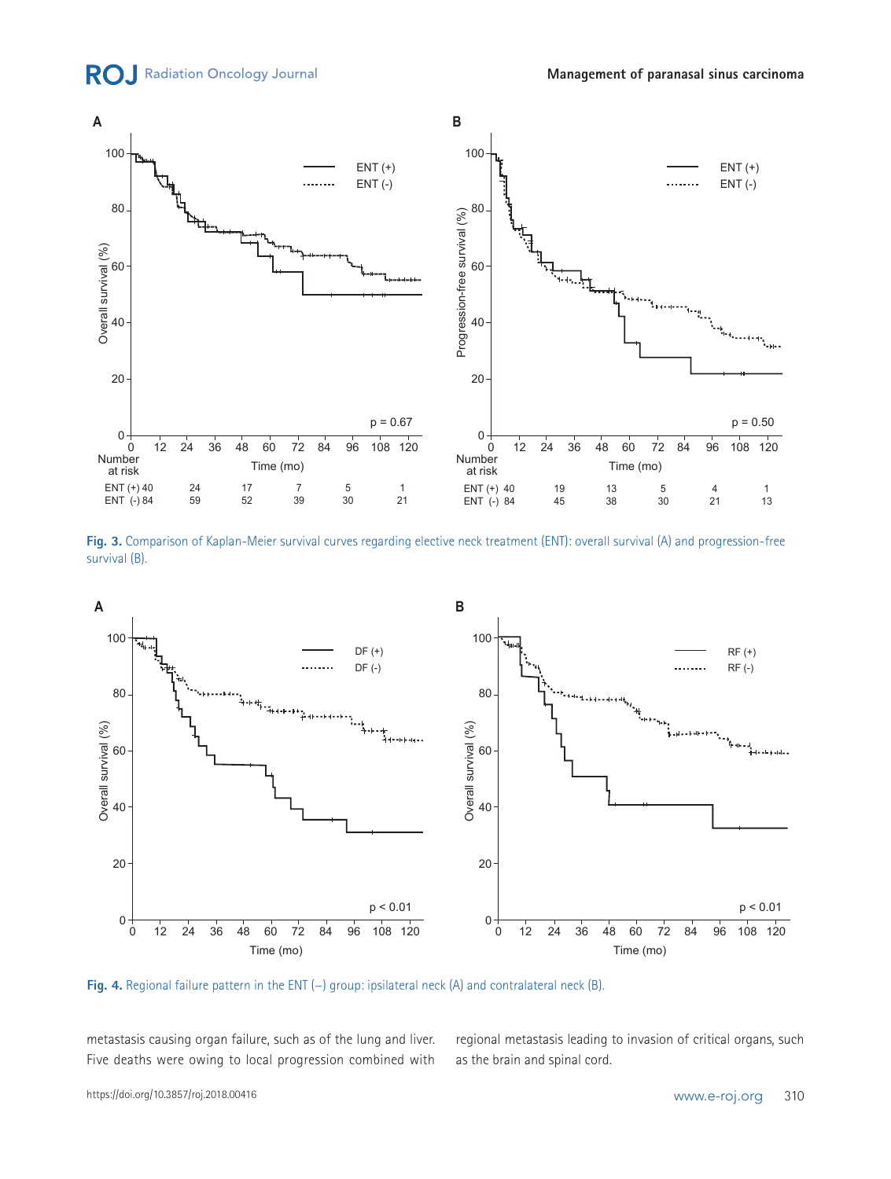Fig. 3. Comparison of Kaplan-Meier survival curves regarding elective neck treatment (ENT): overall survival (A) and progression-free survival (B).

Fig. 4. Regional failure pattern in the ENT (–) group: ipsilateral neck (A) and contralateral neck (B).

metastasis causing organ failure, such as of the lung and liver. Five deaths were owing to local progression combined with regional metastasis leading to invasion of critical organs, such as the brain and spinal cord.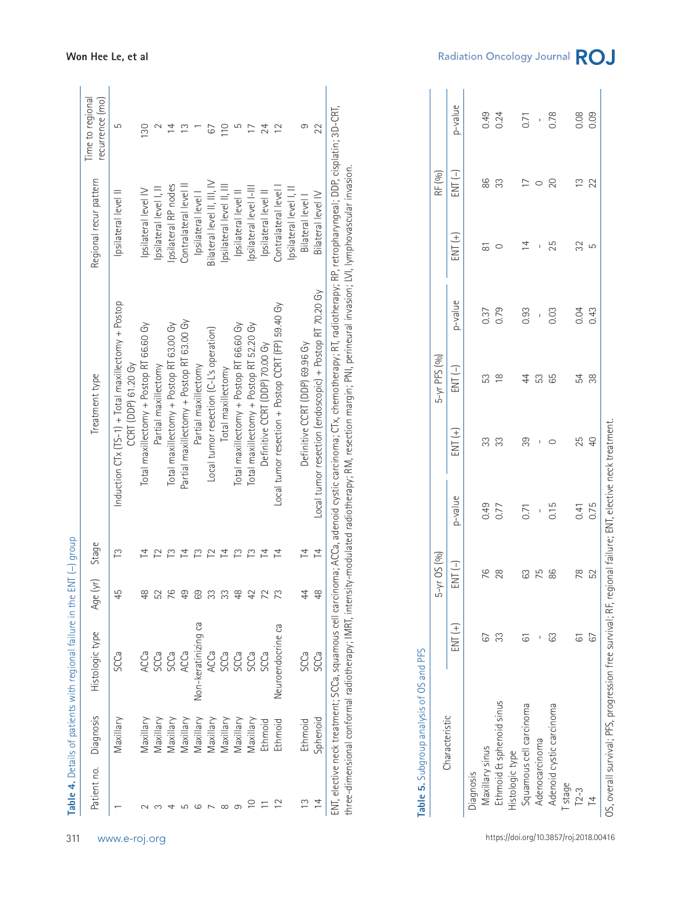**Table 4.** Details of patients with regional failure in the ENT (–) group

| Patient no. | Diagnosis | Histologic type | Age (yr) | Stage | Treatment type | Regional recur pattern | Time to regional recurrence (mo) |
|---|---|---|---|---|---|---|---|
| 1 | Maxillary | SCCa | 45 | T3 | Induction CTx (TS-1) + Total maxillectomy + Postop CCRT (DDP) 61.20 Gy | Ipsilateral level II | 5 |
| 2 | Maxillary | ACCa | 48 | T4 | Total maxillectomy + Postop RT 66.60 Gy | Ipsilateral level IV | 130 |
| 3 | Maxillary | SCCa | 52 | T2 | Partial maxillectomy | Ipsilateral level I, II | 2 |
| 4 | Maxillary | SCCa | 76 | T3 | Total maxillectomy + Postop RT 63.00 Gy | Ipsilateral RP nodes | 14 |
| 5 | Maxillary | ACCa | 49 | T4 | Partial maxillectomy + Postop RT 63.00 Gy | Contralateral level II | 13 |
| 6 | Maxillary | Non-keratinizing ca | 69 | T3 | Partial maxillectomy | Ipsilateral level I | 1 |
| 7 | Maxillary | ACCa | 33 | T2 | Local tumor resection (C-L's operation) | Bilateral level II, III, IV | 67 |
| 8 | Maxillary | SCCa | 33 | T4 | Total maxillectomy | Ipsilateral level II, III | 110 |
| 9 | Maxillary | SCCa | 48 | T3 | Total maxillectomy + Postop RT 66.60 Gy | Ipsilateral level II | 5 |
| 10 | Maxillary | SCCa | 42 | T3 | Total maxillectomy + Postop RT 52.20 Gy | Ipsilateral level I–III | 17 |
| 11 | Ethmoid | SCCa | 72 | T4 | Definitive CCRT (DDP) 70.00 Gy | Ipsilateral level II | 24 |
| 12 | Ethmoid | Neuroendocrine ca | 73 | T4 | Local tumor resection + Postop CCRT (FP) 59.40 Gy | Contralateral level I | 12 |
| 13 | Ethmoid | SCCa | 44 | T4 | Definitive CCRT (DDP) 69.96 Gy | Ipsilateral level I, II Bilateral level I | 9 |
| 14 | Sphenoid | SCCa | 48 | T4 | Local tumor resection (endoscopic) + Postop RT 70.20 Gy | Bilateral level IV | 22 |

ENT, elective neck treatment; SCCa, squamous cell carcinoma; ACCa, adenoid cystic carcinoma; CTx, chemotherapy; RT, radiotherapy; RP, retropharyngeal; DDP, cisplatin; 3D-CRT, three-dimensional conformal radiotherapy; IMRT, intensity-modulated radiotherapy; RM, resection margin; PNI, perineural invasion; LVI, lymphovascular invasion.

**Table 5.** Subgroup analysis of OS and PFS

| Characteristic | 5-yr OS (%) | | | 5-yr PFS (%) | | | RF (%) | | |
|---|---|---|---|---|---|---|---|---|---|
| | ENT (+) | ENT (–) | p-value | ENT (+) | ENT (–) | p-value | ENT (+) | ENT (–) | p-value |
| Diagnosis | | | | | | | | | |
| Maxillary sinus | 67 | 76 | 0.49 | 33 | 53 | 0.37 | 81 | 86 | 0.49 |
| Ethmoid & sphenoid sinus | 33 | 28 | 0.77 | 33 | 18 | 0.79 | 0 | 33 | 0.24 |
| Histologic type | | | | | | | | | |
| Squamous cell carcinoma | 61 | 63 | 0.71 | 39 | 44 | 0.93 | 14 | 17 | 0.71 |
| Adenocarcinoma | - | 75 | - | - | 53 | - | - | 0 | - |
| Adenoid cystic carcinoma | 63 | 86 | 0.15 | 0 | 65 | 0.03 | 25 | 20 | 0.78 |
| T stage | | | | | | | | | |
| T2–3 | 61 | 78 | 0.41 | 25 | 54 | 0.04 | 32 | 13 | 0.08 |
| T4 | 67 | 52 | 0.75 | 40 | 38 | 0.43 | 5 | 22 | 0.09 |

OS, overall survival; PFS, progression free survival; RF, regional failure; ENT, elective neck treatment.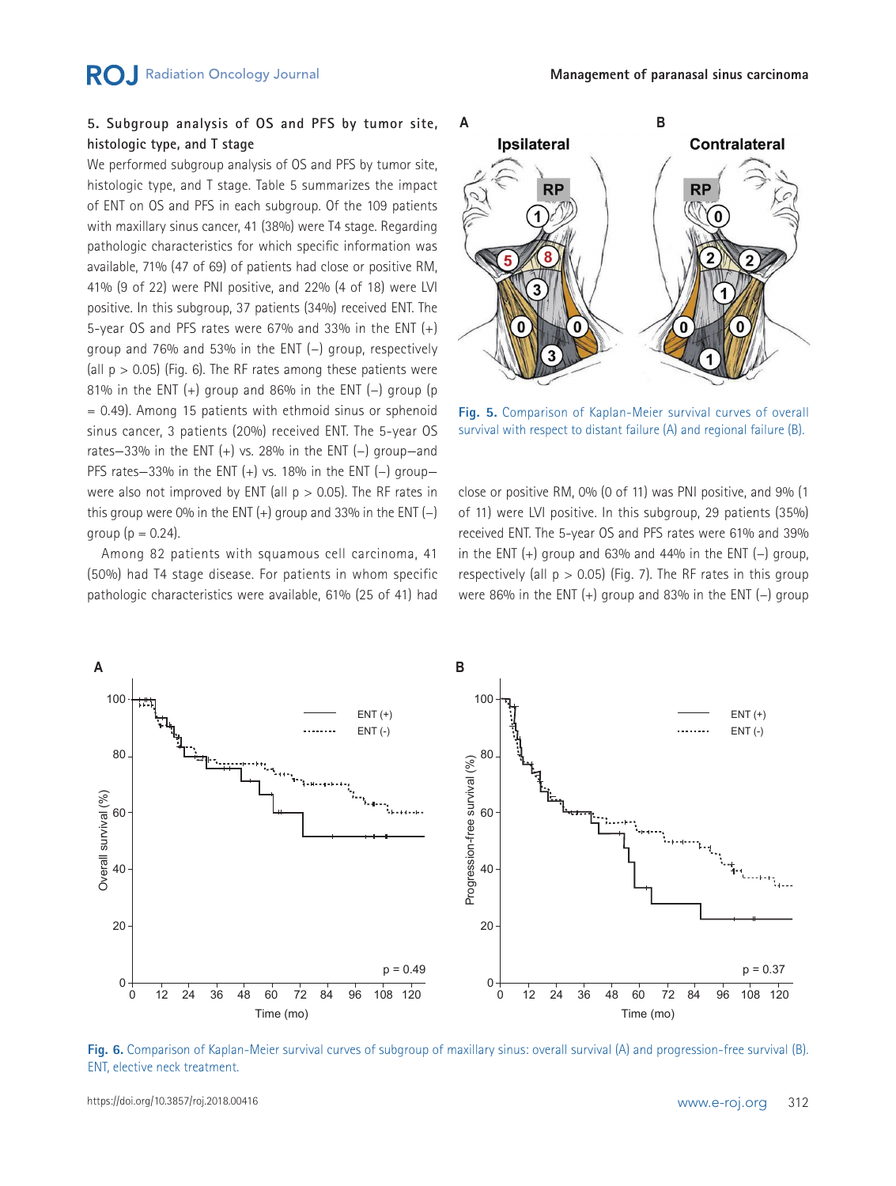### 5. Subgroup analysis of OS and PFS by tumor site, histologic type, and T stage

We performed subgroup analysis of OS and PFS by tumor site, histologic type, and T stage. Table 5 summarizes the impact of ENT on OS and PFS in each subgroup. Of the 109 patients with maxillary sinus cancer, 41 (38%) were T4 stage. Regarding pathologic characteristics for which specific information was available, 71% (47 of 69) of patients had close or positive RM, 41% (9 of 22) were PNI positive, and 22% (4 of 18) were LVI positive. In this subgroup, 37 patients (34%) received ENT. The 5-year OS and PFS rates were 67% and 33% in the ENT (+) group and 76% and 53% in the ENT (–) group, respectively (all $p > 0.05$) (Fig. 6). The RF rates among these patients were 81% in the ENT (+) group and 86% in the ENT (–) group ($p = 0.49$). Among 15 patients with ethmoid sinus or sphenoid sinus cancer, 3 patients (20%) received ENT. The 5-year OS rates—33% in the ENT (+) vs. 28% in the ENT (–) group—and PFS rates—33% in the ENT (+) vs. 18% in the ENT (–) group—were also not improved by ENT (all $p > 0.05$). The RF rates in this group were 0% in the ENT (+) group and 33% in the ENT (–) group ($p = 0.24$).

Among 82 patients with squamous cell carcinoma, 41 (50%) had T4 stage disease. For patients in whom specific pathologic characteristics were available, 61% (25 of 41) had close or positive RM, 0% (0 of 11) was PNI positive, and 9% (1 of 11) were LVI positive. In this subgroup, 29 patients (35%) received ENT. The 5-year OS and PFS rates were 61% and 39% in the ENT (+) group and 63% and 44% in the ENT (–) group, respectively (all $p > 0.05$) (Fig. 7). The RF rates in this group were 86% in the ENT (+) group and 83% in the ENT (–) group

Fig. 5. Comparison of Kaplan-Meier survival curves of overall survival with respect to distant failure (A) and regional failure (B).

Fig. 6. Comparison of Kaplan-Meier survival curves of subgroup of maxillary sinus: overall survival (A) and progression-free survival (B). ENT, elective neck treatment.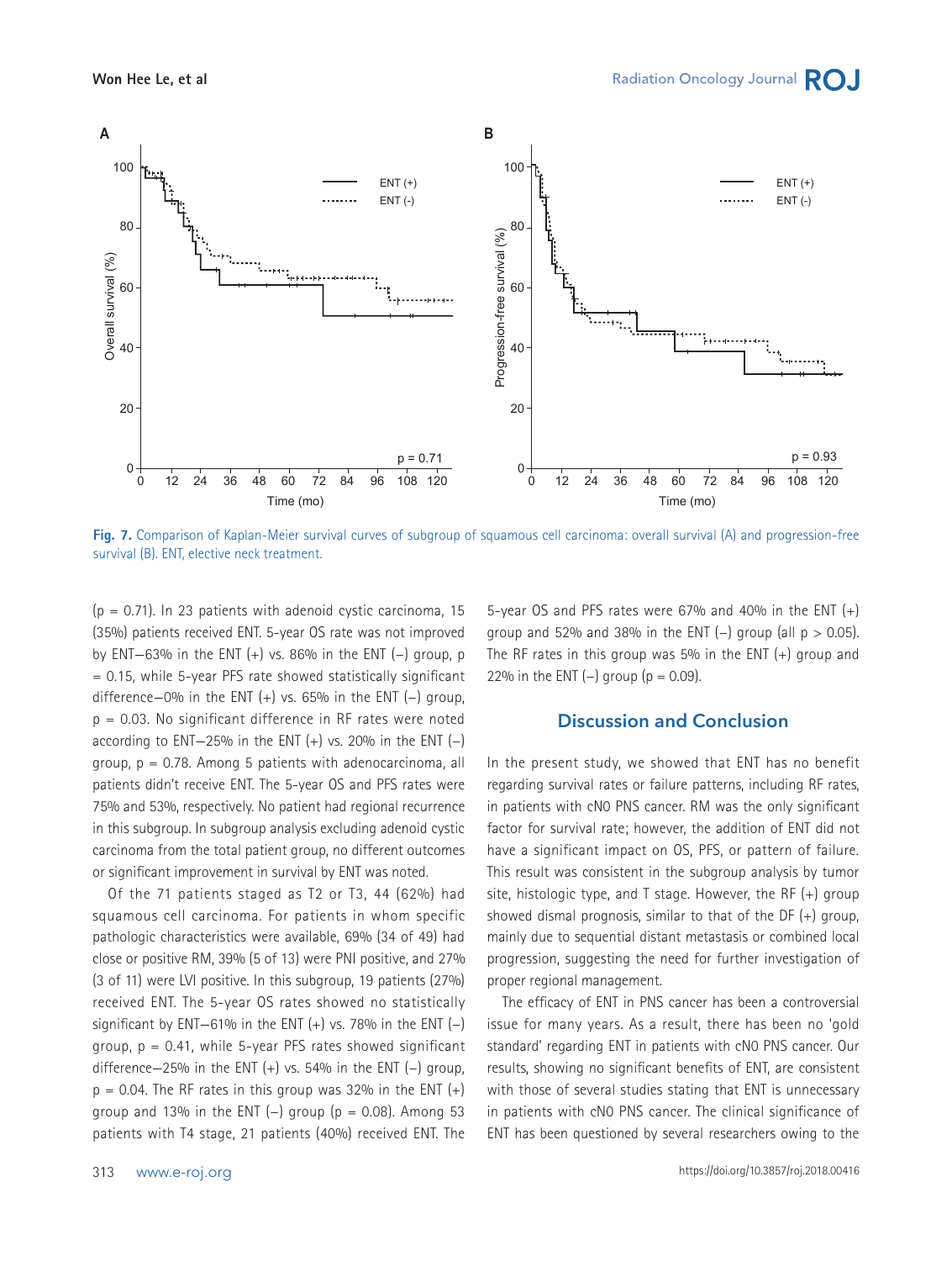**Fig. 7.** Comparison of Kaplan-Meier survival curves of subgroup of squamous cell carcinoma: overall survival (A) and progression-free survival (B). ENT, elective neck treatment.

($p = 0.71$). In 23 patients with adenoid cystic carcinoma, 15 (35%) patients received ENT. 5-year OS rate was not improved by ENT—63% in the ENT (+) vs. 86% in the ENT (–) group, $p = 0.15$, while 5-year PFS rate showed statistically significant difference—0% in the ENT (+) vs. 65% in the ENT (–) group, $p = 0.03$. No significant difference in RF rates were noted according to ENT—25% in the ENT (+) vs. 20% in the ENT (–) group, $p = 0.78$. Among 5 patients with adenocarcinoma, all patients didn't receive ENT. The 5-year OS and PFS rates were 75% and 53%, respectively. No patient had regional recurrence in this subgroup. In subgroup analysis excluding adenoid cystic carcinoma from the total patient group, no different outcomes or significant improvement in survival by ENT was noted.

Of the 71 patients staged as T2 or T3, 44 (62%) had squamous cell carcinoma. For patients in whom specific pathologic characteristics were available, 69% (34 of 49) had close or positive RM, 39% (5 of 13) were PNI positive, and 27% (3 of 11) were LVI positive. In this subgroup, 19 patients (27%) received ENT. The 5-year OS rates showed no statistically significant by ENT—61% in the ENT (+) vs. 78% in the ENT (–) group, $p = 0.41$, while 5-year PFS rates showed significant difference—25% in the ENT (+) vs. 54% in the ENT (–) group, $p = 0.04$. The RF rates in this group was 32% in the ENT (+) group and 13% in the ENT (–) group ($p = 0.08$). Among 53 patients with T4 stage, 21 patients (40%) received ENT. The 5-year OS and PFS rates were 67% and 40% in the ENT (+) group and 52% and 38% in the ENT (–) group (all $p > 0.05$). The RF rates in this group was 5% in the ENT (+) group and 22% in the ENT (–) group ($p = 0.09$).

## Discussion and Conclusion

In the present study, we showed that ENT has no benefit regarding survival rates or failure patterns, including RF rates, in patients with cN0 PNS cancer. RM was the only significant factor for survival rate; however, the addition of ENT did not have a significant impact on OS, PFS, or pattern of failure. This result was consistent in the subgroup analysis by tumor site, histologic type, and T stage. However, the RF (+) group showed dismal prognosis, similar to that of the DF (+) group, mainly due to sequential distant metastasis or combined local progression, suggesting the need for further investigation of proper regional management.

The efficacy of ENT in PNS cancer has been a controversial issue for many years. As a result, there has been no 'gold standard' regarding ENT in patients with cN0 PNS cancer. Our results, showing no significant benefits of ENT, are consistent with those of several studies stating that ENT is unnecessary in patients with cN0 PNS cancer. The clinical significance of ENT has been questioned by several researchers owing to the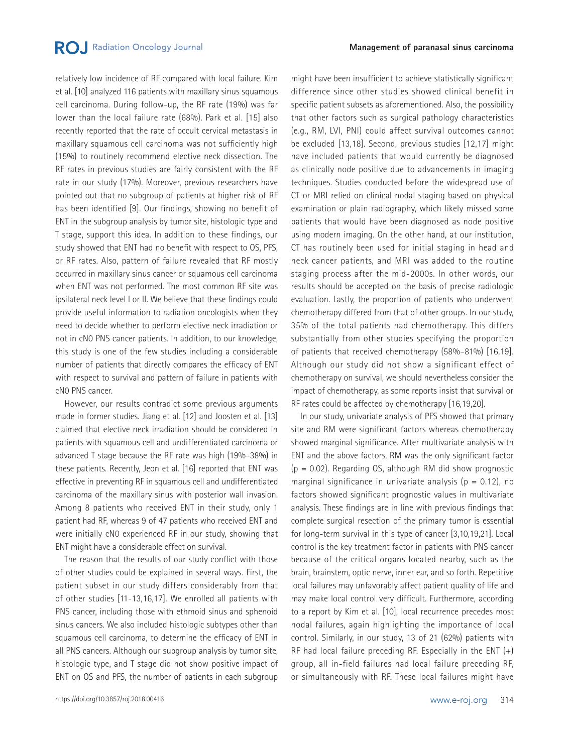relatively low incidence of RF compared with local failure. Kim et al. [10] analyzed 116 patients with maxillary sinus squamous cell carcinoma. During follow-up, the RF rate (19%) was far lower than the local failure rate (68%). Park et al. [15] also recently reported that the rate of occult cervical metastasis in maxillary squamous cell carcinoma was not sufficiently high (15%) to routinely recommend elective neck dissection. The RF rates in previous studies are fairly consistent with the RF rate in our study (17%). Moreover, previous researchers have pointed out that no subgroup of patients at higher risk of RF has been identified [9]. Our findings, showing no benefit of ENT in the subgroup analysis by tumor site, histologic type and T stage, support this idea. In addition to these findings, our study showed that ENT had no benefit with respect to OS, PFS, or RF rates. Also, pattern of failure revealed that RF mostly occurred in maxillary sinus cancer or squamous cell carcinoma when ENT was not performed. The most common RF site was ipsilateral neck level I or II. We believe that these findings could provide useful information to radiation oncologists when they need to decide whether to perform elective neck irradiation or not in cN0 PNS cancer patients. In addition, to our knowledge, this study is one of the few studies including a considerable number of patients that directly compares the efficacy of ENT with respect to survival and pattern of failure in patients with cN0 PNS cancer.

However, our results contradict some previous arguments made in former studies. Jiang et al. [12] and Joosten et al. [13] claimed that elective neck irradiation should be considered in patients with squamous cell and undifferentiated carcinoma or advanced T stage because the RF rate was high (19%–38%) in these patients. Recently, Jeon et al. [16] reported that ENT was effective in preventing RF in squamous cell and undifferentiated carcinoma of the maxillary sinus with posterior wall invasion. Among 8 patients who received ENT in their study, only 1 patient had RF, whereas 9 of 47 patients who received ENT and were initially cN0 experienced RF in our study, showing that ENT might have a considerable effect on survival.

The reason that the results of our study conflict with those of other studies could be explained in several ways. First, the patient subset in our study differs considerably from that of other studies [11-13,16,17]. We enrolled all patients with PNS cancer, including those with ethmoid sinus and sphenoid sinus cancers. We also included histologic subtypes other than squamous cell carcinoma, to determine the efficacy of ENT in all PNS cancers. Although our subgroup analysis by tumor site, histologic type, and T stage did not show positive impact of ENT on OS and PFS, the number of patients in each subgroup might have been insufficient to achieve statistically significant difference since other studies showed clinical benefit in specific patient subsets as aforementioned. Also, the possibility that other factors such as surgical pathology characteristics (e.g., RM, LVI, PNI) could affect survival outcomes cannot be excluded [13,18]. Second, previous studies [12,17] might have included patients that would currently be diagnosed as clinically node positive due to advancements in imaging techniques. Studies conducted before the widespread use of CT or MRI relied on clinical nodal staging based on physical examination or plain radiography, which likely missed some patients that would have been diagnosed as node positive using modern imaging. On the other hand, at our institution, CT has routinely been used for initial staging in head and neck cancer patients, and MRI was added to the routine staging process after the mid-2000s. In other words, our results should be accepted on the basis of precise radiologic evaluation. Lastly, the proportion of patients who underwent chemotherapy differed from that of other groups. In our study, 35% of the total patients had chemotherapy. This differs substantially from other studies specifying the proportion of patients that received chemotherapy (58%–81%) [16,19]. Although our study did not show a significant effect of chemotherapy on survival, we should nevertheless consider the impact of chemotherapy, as some reports insist that survival or RF rates could be affected by chemotherapy [16,19,20].

In our study, univariate analysis of PFS showed that primary site and RM were significant factors whereas chemotherapy showed marginal significance. After multivariate analysis with ENT and the above factors, RM was the only significant factor ($p = 0.02$). Regarding OS, although RM did show prognostic marginal significance in univariate analysis ($p = 0.12$), no factors showed significant prognostic values in multivariate analysis. These findings are in line with previous findings that complete surgical resection of the primary tumor is essential for long-term survival in this type of cancer [3,10,19,21]. Local control is the key treatment factor in patients with PNS cancer because of the critical organs located nearby, such as the brain, brainstem, optic nerve, inner ear, and so forth. Repetitive local failures may unfavorably affect patient quality of life and may make local control very difficult. Furthermore, according to a report by Kim et al. [10], local recurrence precedes most nodal failures, again highlighting the importance of local control. Similarly, in our study, 13 of 21 (62%) patients with RF had local failure preceding RF. Especially in the ENT (+) group, all in-field failures had local failure preceding RF, or simultaneously with RF. These local failures might have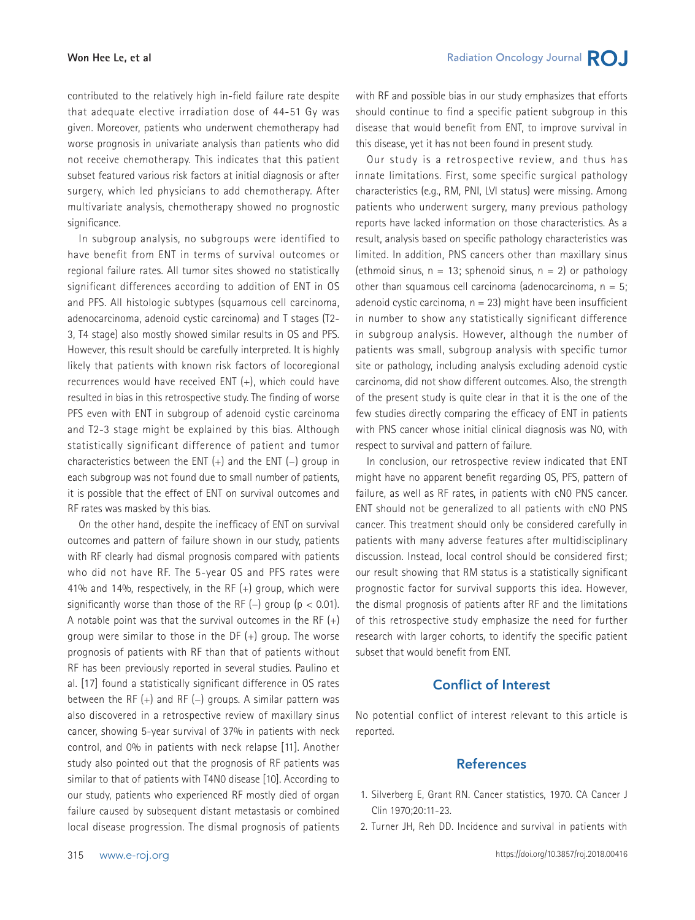contributed to the relatively high in-field failure rate despite that adequate elective irradiation dose of 44-51 Gy was given. Moreover, patients who underwent chemotherapy had worse prognosis in univariate analysis than patients who did not receive chemotherapy. This indicates that this patient subset featured various risk factors at initial diagnosis or after surgery, which led physicians to add chemotherapy. After multivariate analysis, chemotherapy showed no prognostic significance.

In subgroup analysis, no subgroups were identified to have benefit from ENT in terms of survival outcomes or regional failure rates. All tumor sites showed no statistically significant differences according to addition of ENT in OS and PFS. All histologic subtypes (squamous cell carcinoma, adenocarcinoma, adenoid cystic carcinoma) and T stages (T2-3, T4 stage) also mostly showed similar results in OS and PFS. However, this result should be carefully interpreted. It is highly likely that patients with known risk factors of locoregional recurrences would have received ENT (+), which could have resulted in bias in this retrospective study. The finding of worse PFS even with ENT in subgroup of adenoid cystic carcinoma and T2-3 stage might be explained by this bias. Although statistically significant difference of patient and tumor characteristics between the ENT (+) and the ENT (–) group in each subgroup was not found due to small number of patients, it is possible that the effect of ENT on survival outcomes and RF rates was masked by this bias.

On the other hand, despite the inefficacy of ENT on survival outcomes and pattern of failure shown in our study, patients with RF clearly had dismal prognosis compared with patients who did not have RF. The 5-year OS and PFS rates were 41% and 14%, respectively, in the RF (+) group, which were significantly worse than those of the RF (–) group ($p < 0.01$). A notable point was that the survival outcomes in the RF (+) group were similar to those in the DF (+) group. The worse prognosis of patients with RF than that of patients without RF has been previously reported in several studies. Paulino et al. [17] found a statistically significant difference in OS rates between the RF (+) and RF (–) groups. A similar pattern was also discovered in a retrospective review of maxillary sinus cancer, showing 5-year survival of 37% in patients with neck control, and 0% in patients with neck relapse [11]. Another study also pointed out that the prognosis of RF patients was similar to that of patients with T4N0 disease [10]. According to our study, patients who experienced RF mostly died of organ failure caused by subsequent distant metastasis or combined local disease progression. The dismal prognosis of patients with RF and possible bias in our study emphasizes that efforts should continue to find a specific patient subgroup in this disease that would benefit from ENT, to improve survival in this disease, yet it has not been found in present study.

Our study is a retrospective review, and thus has innate limitations. First, some specific surgical pathology characteristics (e.g., RM, PNI, LVI status) were missing. Among patients who underwent surgery, many previous pathology reports have lacked information on those characteristics. As a result, analysis based on specific pathology characteristics was limited. In addition, PNS cancers other than maxillary sinus (ethmoid sinus, n = 13; sphenoid sinus, n = 2) or pathology other than squamous cell carcinoma (adenocarcinoma, n = 5; adenoid cystic carcinoma, n = 23) might have been insufficient in number to show any statistically significant difference in subgroup analysis. However, although the number of patients was small, subgroup analysis with specific tumor site or pathology, including analysis excluding adenoid cystic carcinoma, did not show different outcomes. Also, the strength of the present study is quite clear in that it is the one of the few studies directly comparing the efficacy of ENT in patients with PNS cancer whose initial clinical diagnosis was N0, with respect to survival and pattern of failure.

In conclusion, our retrospective review indicated that ENT might have no apparent benefit regarding OS, PFS, pattern of failure, as well as RF rates, in patients with cN0 PNS cancer. ENT should not be generalized to all patients with cN0 PNS cancer. This treatment should only be considered carefully in patients with many adverse features after multidisciplinary discussion. Instead, local control should be considered first; our result showing that RM status is a statistically significant prognostic factor for survival supports this idea. However, the dismal prognosis of patients after RF and the limitations of this retrospective study emphasize the need for further research with larger cohorts, to identify the specific patient subset that would benefit from ENT.

## Conflict of Interest

No potential conflict of interest relevant to this article is reported.

## References

1. Silverberg E, Grant RN. Cancer statistics, 1970. CA Cancer J Clin 1970;20:11-23.
2. Turner JH, Reh DD. Incidence and survival in patients with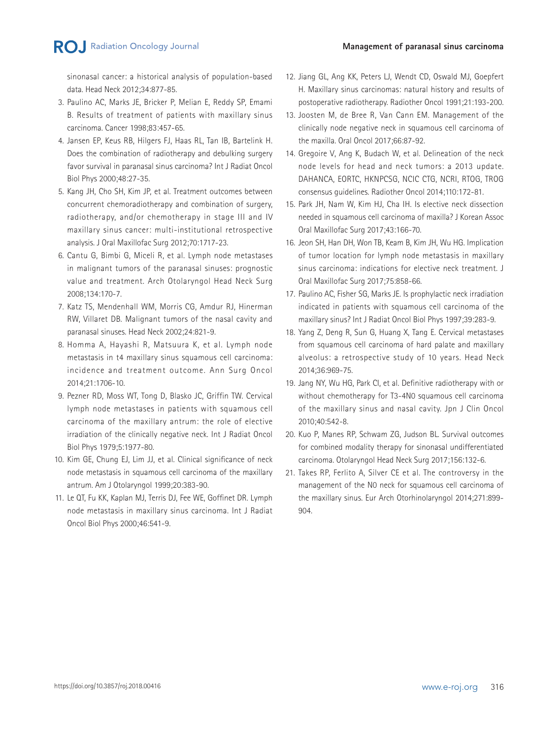sinonasal cancer: a historical analysis of population-based data. Head Neck 2012;34:877-85.

3. Paulino AC, Marks JE, Bricker P, Melian E, Reddy SP, Emami B. Results of treatment of patients with maxillary sinus carcinoma. Cancer 1998;83:457-65.
4. Jansen EP, Keus RB, Hilgers FJ, Haas RL, Tan IB, Bartelink H. Does the combination of radiotherapy and debulking surgery favor survival in paranasal sinus carcinoma? Int J Radiat Oncol Biol Phys 2000;48:27-35.
5. Kang JH, Cho SH, Kim JP, et al. Treatment outcomes between concurrent chemoradiotherapy and combination of surgery, radiotherapy, and/or chemotherapy in stage III and IV maxillary sinus cancer: multi-institutional retrospective analysis. J Oral Maxillofac Surg 2012;70:1717-23.
6. Cantu G, Bimbi G, Miceli R, et al. Lymph node metastases in malignant tumors of the paranasal sinuses: prognostic value and treatment. Arch Otolaryngol Head Neck Surg 2008;134:170-7.
7. Katz TS, Mendenhall WM, Morris CG, Amdur RJ, Hinerman RW, Villaret DB. Malignant tumors of the nasal cavity and paranasal sinuses. Head Neck 2002;24:821-9.
8. Homma A, Hayashi R, Matsuura K, et al. Lymph node metastasis in t4 maxillary sinus squamous cell carcinoma: incidence and treatment outcome. Ann Surg Oncol 2014;21:1706-10.
9. Pezner RD, Moss WT, Tong D, Blasko JC, Griffin TW. Cervical lymph node metastases in patients with squamous cell carcinoma of the maxillary antrum: the role of elective irradiation of the clinically negative neck. Int J Radiat Oncol Biol Phys 1979;5:1977-80.
10. Kim GE, Chung EJ, Lim JJ, et al. Clinical significance of neck node metastasis in squamous cell carcinoma of the maxillary antrum. Am J Otolaryngol 1999;20:383-90.
11. Le QT, Fu KK, Kaplan MJ, Terris DJ, Fee WE, Goffinet DR. Lymph node metastasis in maxillary sinus carcinoma. Int J Radiat Oncol Biol Phys 2000;46:541-9.
12. Jiang GL, Ang KK, Peters LJ, Wendt CD, Oswald MJ, Goepfert H. Maxillary sinus carcinomas: natural history and results of postoperative radiotherapy. Radiother Oncol 1991;21:193-200.
13. Joosten M, de Bree R, Van Cann EM. Management of the clinically node negative neck in squamous cell carcinoma of the maxilla. Oral Oncol 2017;66:87-92.
14. Gregoire V, Ang K, Budach W, et al. Delineation of the neck node levels for head and neck tumors: a 2013 update. DAHANCA, EORTC, HKNPCSG, NCIC CTG, NCRI, RTOG, TROG consensus guidelines. Radiother Oncol 2014;110:172-81.
15. Park JH, Nam W, Kim HJ, Cha IH. Is elective neck dissection needed in squamous cell carcinoma of maxilla? J Korean Assoc Oral Maxillofac Surg 2017;43:166-70.
16. Jeon SH, Han DH, Won TB, Keam B, Kim JH, Wu HG. Implication of tumor location for lymph node metastasis in maxillary sinus carcinoma: indications for elective neck treatment. J Oral Maxillofac Surg 2017;75:858-66.
17. Paulino AC, Fisher SG, Marks JE. Is prophylactic neck irradiation indicated in patients with squamous cell carcinoma of the maxillary sinus? Int J Radiat Oncol Biol Phys 1997;39:283-9.
18. Yang Z, Deng R, Sun G, Huang X, Tang E. Cervical metastases from squamous cell carcinoma of hard palate and maxillary alveolus: a retrospective study of 10 years. Head Neck 2014;36:969-75.
19. Jang NY, Wu HG, Park CI, et al. Definitive radiotherapy with or without chemotherapy for T3-4N0 squamous cell carcinoma of the maxillary sinus and nasal cavity. Jpn J Clin Oncol 2010;40:542-8.
20. Kuo P, Manes RP, Schwam ZG, Judson BL. Survival outcomes for combined modality therapy for sinonasal undifferentiated carcinoma. Otolaryngol Head Neck Surg 2017;156:132-6.
21. Takes RP, Ferlito A, Silver CE et al. The controversy in the management of the N0 neck for squamous cell carcinoma of the maxillary sinus. Eur Arch Otorhinolaryngol 2014;271:899-904.